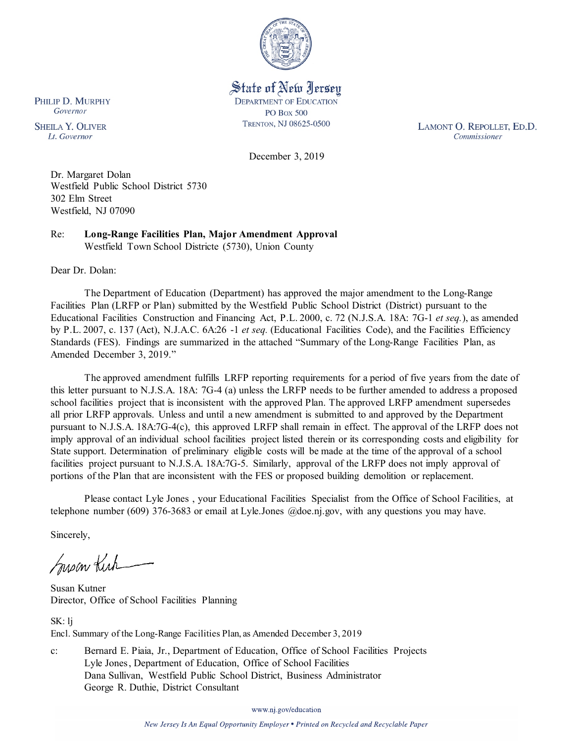State of New Jersey
DEPARTMENT OF EDUCATION
PO BOX 500
TRENTON, NJ 08625-0500

PHILIP D. MURPHY
*Governor*

SHEILA Y. OLIVER
*Lt. Governor*

LAMONT O. REPOLLET, ED.D.
*Commissioner*

December 3, 2019

Dr. Margaret Dolan
Westfield Public School District 5730
302 Elm Street
Westfield, NJ 07090

Re: **Long-Range Facilities Plan, Major Amendment Approval**
Westfield Town School Districte (5730), Union County

Dear Dr. Dolan:

The Department of Education (Department) has approved the major amendment to the Long-Range Facilities Plan (LRFP or Plan) submitted by the Westfield Public School District (District) pursuant to the Educational Facilities Construction and Financing Act, P.L. 2000, c. 72 (N.J.S.A. 18A: 7G-1 *et seq.*), as amended by P.L. 2007, c. 137 (Act), N.J.A.C. 6A:26 -1 *et seq.* (Educational Facilities Code), and the Facilities Efficiency Standards (FES). Findings are summarized in the attached "Summary of the Long-Range Facilities Plan, as Amended December 3, 2019."

The approved amendment fulfills LRFP reporting requirements for a period of five years from the date of this letter pursuant to N.J.S.A. 18A: 7G-4 (a) unless the LRFP needs to be further amended to address a proposed school facilities project that is inconsistent with the approved Plan. The approved LRFP amendment supersedes all prior LRFP approvals. Unless and until a new amendment is submitted to and approved by the Department pursuant to N.J.S.A. 18A:7G-4(c), this approved LRFP shall remain in effect. The approval of the LRFP does not imply approval of an individual school facilities project listed therein or its corresponding costs and eligibility for State support. Determination of preliminary eligible costs will be made at the time of the approval of a school facilities project pursuant to N.J.S.A. 18A:7G-5. Similarly, approval of the LRFP does not imply approval of portions of the Plan that are inconsistent with the FES or proposed building demolition or replacement.

Please contact Lyle Jones , your Educational Facilities Specialist from the Office of School Facilities, at telephone number (609) 376-3683 or email at Lyle.Jones @doe.nj.gov, with any questions you may have.

Sincerely,

Susan Kutner
Director, Office of School Facilities Planning

SK: lj
Encl. Summary of the Long-Range Facilities Plan, as Amended December 3, 2019

c: Bernard E. Piaia, Jr., Department of Education, Office of School Facilities Projects
Lyle Jones, Department of Education, Office of School Facilities
Dana Sullivan, Westfield Public School District, Business Administrator
George R. Duthie, District Consultant

www.nj.gov/education

*New Jersey Is An Equal Opportunity Employer • Printed on Recycled and Recyclable Paper*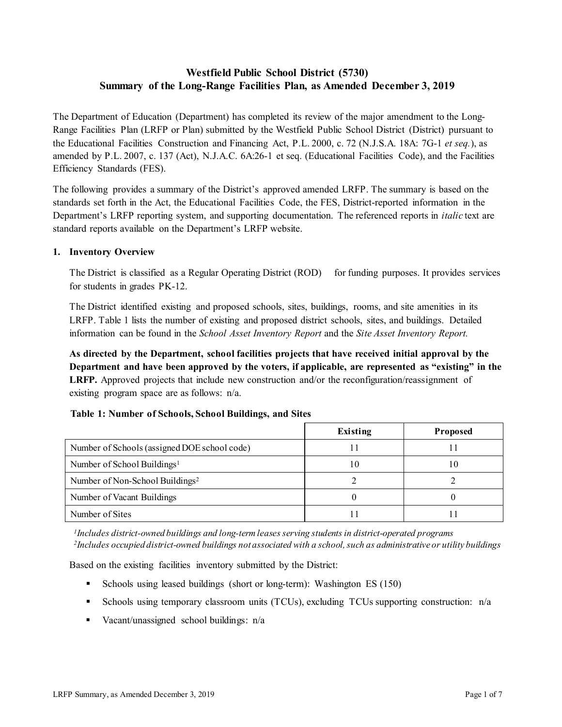# Westfield Public School District (5730)
## Summary of the Long-Range Facilities Plan, as Amended December 3, 2019

The Department of Education (Department) has completed its review of the major amendment to the Long-Range Facilities Plan (LRFP or Plan) submitted by the Westfield Public School District (District) pursuant to the Educational Facilities Construction and Financing Act, P.L. 2000, c. 72 (N.J.S.A. 18A: 7G-1 *et seq.*), as amended by P.L. 2007, c. 137 (Act), N.J.A.C. 6A:26-1 et seq. (Educational Facilities Code), and the Facilities Efficiency Standards (FES).

The following provides a summary of the District's approved amended LRFP. The summary is based on the standards set forth in the Act, the Educational Facilities Code, the FES, District-reported information in the Department's LRFP reporting system, and supporting documentation. The referenced reports in *italic* text are standard reports available on the Department's LRFP website.

### 1. Inventory Overview

The District is classified as a Regular Operating District (ROD) for funding purposes. It provides services for students in grades PK-12.

The District identified existing and proposed schools, sites, buildings, rooms, and site amenities in its LRFP. Table 1 lists the number of existing and proposed district schools, sites, and buildings. Detailed information can be found in the *School Asset Inventory Report* and the *Site Asset Inventory Report.*

**As directed by the Department, school facilities projects that have received initial approval by the Department and have been approved by the voters, if applicable, are represented as "existing" in the LRFP.** Approved projects that include new construction and/or the reconfiguration/reassignment of existing program space are as follows: n/a.

**Table 1: Number of Schools, School Buildings, and Sites**

| | Existing | Proposed |
|---|---|---|
| Number of Schools (assigned DOE school code) | 11 | 11 |
| Number of School Buildings[1] | 10 | 10 |
| Number of Non-School Buildings[2] | 2 | 2 |
| Number of Vacant Buildings | 0 | 0 |
| Number of Sites | 11 | 11 |

*[1]Includes district-owned buildings and long-term leases serving students in district-operated programs*
*[2]Includes occupied district-owned buildings not associated with a school, such as administrative or utility buildings*

Based on the existing facilities inventory submitted by the District:

- Schools using leased buildings (short or long-term): Washington ES (150)
- Schools using temporary classroom units (TCUs), excluding TCUs supporting construction: n/a
- Vacant/unassigned school buildings: n/a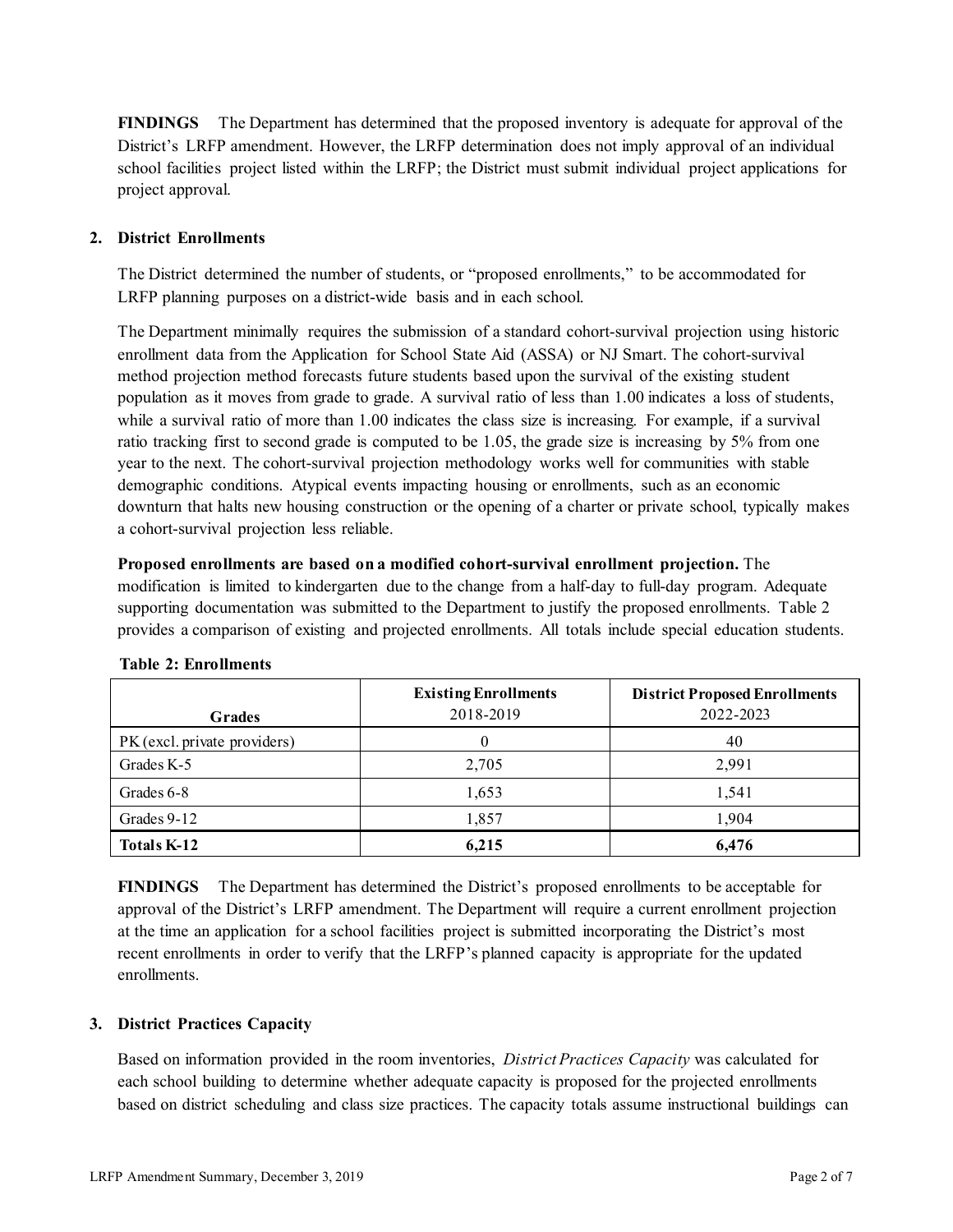**FINDINGS** The Department has determined that the proposed inventory is adequate for approval of the District's LRFP amendment. However, the LRFP determination does not imply approval of an individual school facilities project listed within the LRFP; the District must submit individual project applications for project approval.

## 2. District Enrollments

The District determined the number of students, or "proposed enrollments," to be accommodated for LRFP planning purposes on a district-wide basis and in each school.

The Department minimally requires the submission of a standard cohort-survival projection using historic enrollment data from the Application for School State Aid (ASSA) or NJ Smart. The cohort-survival method projection method forecasts future students based upon the survival of the existing student population as it moves from grade to grade. A survival ratio of less than 1.00 indicates a loss of students, while a survival ratio of more than 1.00 indicates the class size is increasing. For example, if a survival ratio tracking first to second grade is computed to be 1.05, the grade size is increasing by 5% from one year to the next. The cohort-survival projection methodology works well for communities with stable demographic conditions. Atypical events impacting housing or enrollments, such as an economic downturn that halts new housing construction or the opening of a charter or private school, typically makes a cohort-survival projection less reliable.

**Proposed enrollments are based on a modified cohort-survival enrollment projection.** The modification is limited to kindergarten due to the change from a half-day to full-day program. Adequate supporting documentation was submitted to the Department to justify the proposed enrollments. Table 2 provides a comparison of existing and projected enrollments. All totals include special education students.

**Table 2: Enrollments**

| Grades | Existing Enrollments 2018-2019 | District Proposed Enrollments 2022-2023 |
|---|---|---|
| PK (excl. private providers) | 0 | 40 |
| Grades K-5 | 2,705 | 2,991 |
| Grades 6-8 | 1,653 | 1,541 |
| Grades 9-12 | 1,857 | 1,904 |
| **Totals K-12** | **6,215** | **6,476** |

**FINDINGS** The Department has determined the District's proposed enrollments to be acceptable for approval of the District's LRFP amendment. The Department will require a current enrollment projection at the time an application for a school facilities project is submitted incorporating the District's most recent enrollments in order to verify that the LRFP's planned capacity is appropriate for the updated enrollments.

## 3. District Practices Capacity

Based on information provided in the room inventories, *District Practices Capacity* was calculated for each school building to determine whether adequate capacity is proposed for the projected enrollments based on district scheduling and class size practices. The capacity totals assume instructional buildings can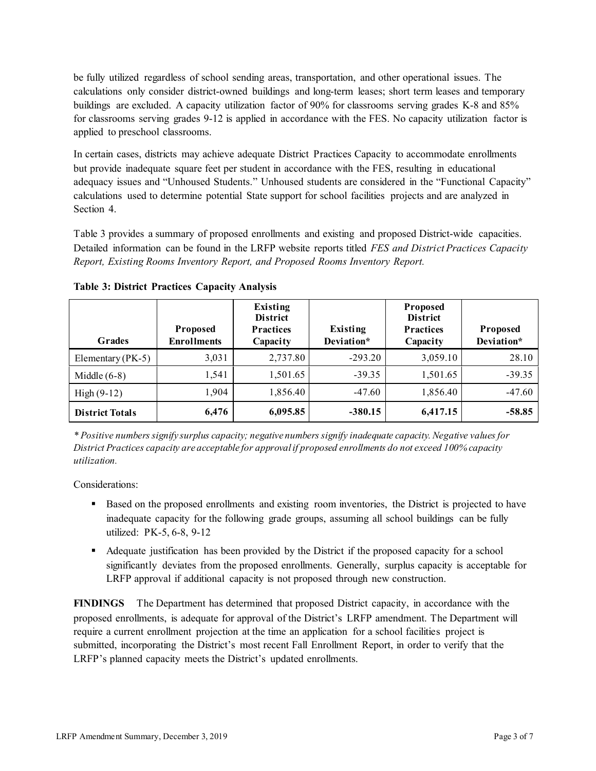be fully utilized regardless of school sending areas, transportation, and other operational issues. The calculations only consider district-owned buildings and long-term leases; short term leases and temporary buildings are excluded. A capacity utilization factor of 90% for classrooms serving grades K-8 and 85% for classrooms serving grades 9-12 is applied in accordance with the FES. No capacity utilization factor is applied to preschool classrooms.

In certain cases, districts may achieve adequate District Practices Capacity to accommodate enrollments but provide inadequate square feet per student in accordance with the FES, resulting in educational adequacy issues and "Unhoused Students." Unhoused students are considered in the "Functional Capacity" calculations used to determine potential State support for school facilities projects and are analyzed in Section 4.

Table 3 provides a summary of proposed enrollments and existing and proposed District-wide capacities. Detailed information can be found in the LRFP website reports titled *FES and District Practices Capacity Report, Existing Rooms Inventory Report, and Proposed Rooms Inventory Report.*

**Table 3: District Practices Capacity Analysis**

| Grades | Proposed Enrollments | Existing District Practices Capacity | Existing Deviation* | Proposed District Practices Capacity | Proposed Deviation* |
|---|---|---|---|---|---|
| Elementary (PK-5) | 3,031 | 2,737.80 | -293.20 | 3,059.10 | 28.10 |
| Middle (6-8) | 1,541 | 1,501.65 | -39.35 | 1,501.65 | -39.35 |
| High (9-12) | 1,904 | 1,856.40 | -47.60 | 1,856.40 | -47.60 |
| **District Totals** | **6,476** | **6,095.85** | **-380.15** | **6,417.15** | **-58.85** |

*\* Positive numbers signify surplus capacity; negative numbers signify inadequate capacity. Negative values for District Practices capacity are acceptable for approval if proposed enrollments do not exceed 100% capacity utilization.*

Considerations:

- Based on the proposed enrollments and existing room inventories, the District is projected to have inadequate capacity for the following grade groups, assuming all school buildings can be fully utilized: PK-5, 6-8, 9-12
- Adequate justification has been provided by the District if the proposed capacity for a school significantly deviates from the proposed enrollments. Generally, surplus capacity is acceptable for LRFP approval if additional capacity is not proposed through new construction.

**FINDINGS** The Department has determined that proposed District capacity, in accordance with the proposed enrollments, is adequate for approval of the District's LRFP amendment. The Department will require a current enrollment projection at the time an application for a school facilities project is submitted, incorporating the District's most recent Fall Enrollment Report, in order to verify that the LRFP's planned capacity meets the District's updated enrollments.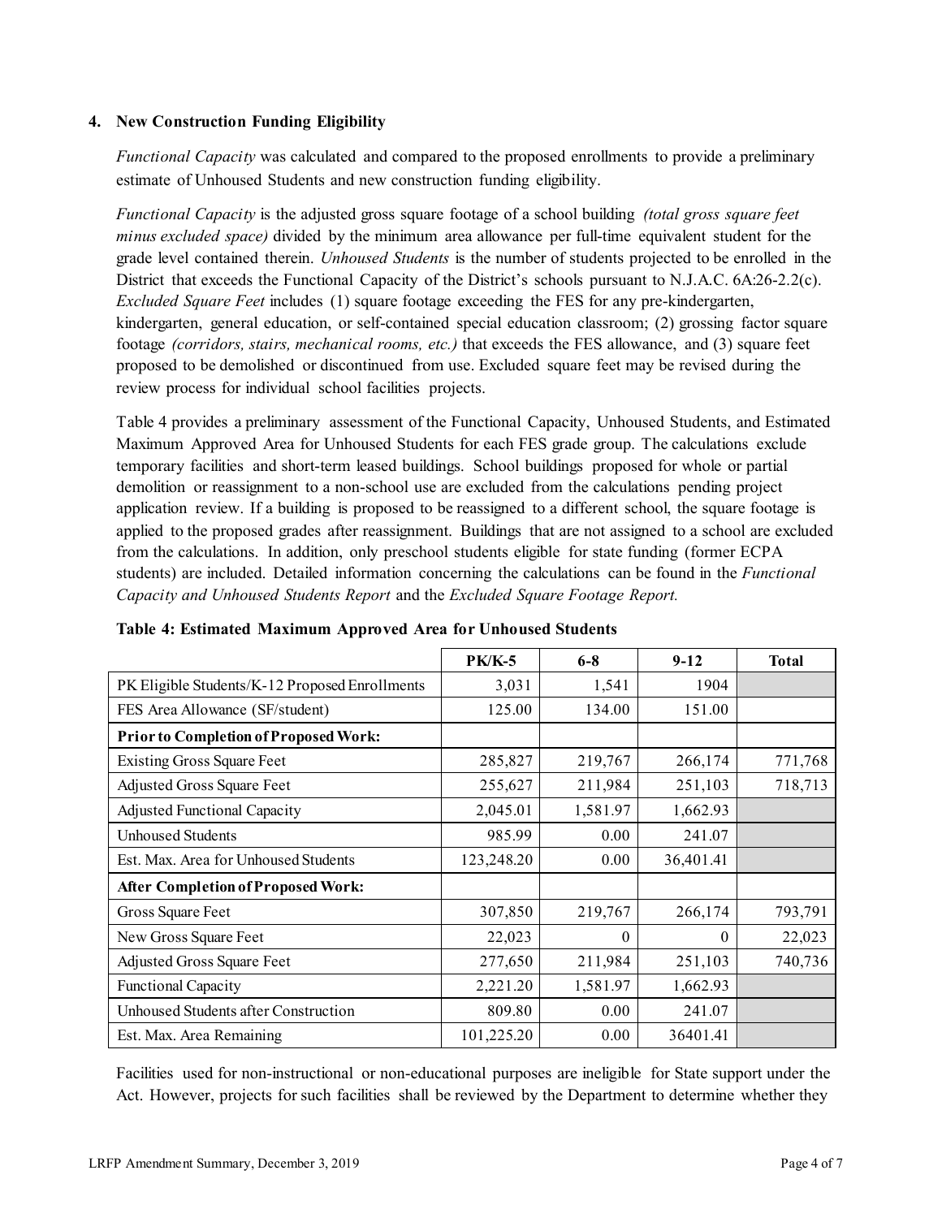### 4. New Construction Funding Eligibility

*Functional Capacity* was calculated and compared to the proposed enrollments to provide a preliminary estimate of Unhoused Students and new construction funding eligibility.

*Functional Capacity* is the adjusted gross square footage of a school building *(total gross square feet minus excluded space)* divided by the minimum area allowance per full-time equivalent student for the grade level contained therein. *Unhoused Students* is the number of students projected to be enrolled in the District that exceeds the Functional Capacity of the District's schools pursuant to N.J.A.C. 6A:26-2.2(c). *Excluded Square Feet* includes (1) square footage exceeding the FES for any pre-kindergarten, kindergarten, general education, or self-contained special education classroom; (2) grossing factor square footage *(corridors, stairs, mechanical rooms, etc.)* that exceeds the FES allowance, and (3) square feet proposed to be demolished or discontinued from use. Excluded square feet may be revised during the review process for individual school facilities projects.

Table 4 provides a preliminary assessment of the Functional Capacity, Unhoused Students, and Estimated Maximum Approved Area for Unhoused Students for each FES grade group. The calculations exclude temporary facilities and short-term leased buildings. School buildings proposed for whole or partial demolition or reassignment to a non-school use are excluded from the calculations pending project application review. If a building is proposed to be reassigned to a different school, the square footage is applied to the proposed grades after reassignment. Buildings that are not assigned to a school are excluded from the calculations. In addition, only preschool students eligible for state funding (former ECPA students) are included. Detailed information concerning the calculations can be found in the *Functional Capacity and Unhoused Students Report* and the *Excluded Square Footage Report.*

**Table 4: Estimated Maximum Approved Area for Unhoused Students**

| | PK/K-5 | 6-8 | 9-12 | Total |
|---|---|---|---|---|
| PK Eligible Students/K-12 Proposed Enrollments | 3,031 | 1,541 | 1904 | |
| FES Area Allowance (SF/student) | 125.00 | 134.00 | 151.00 | |
| **Prior to Completion of Proposed Work:** | | | | |
| Existing Gross Square Feet | 285,827 | 219,767 | 266,174 | 771,768 |
| Adjusted Gross Square Feet | 255,627 | 211,984 | 251,103 | 718,713 |
| Adjusted Functional Capacity | 2,045.01 | 1,581.97 | 1,662.93 | |
| Unhoused Students | 985.99 | 0.00 | 241.07 | |
| Est. Max. Area for Unhoused Students | 123,248.20 | 0.00 | 36,401.41 | |
| **After Completion of Proposed Work:** | | | | |
| Gross Square Feet | 307,850 | 219,767 | 266,174 | 793,791 |
| New Gross Square Feet | 22,023 | 0 | 0 | 22,023 |
| Adjusted Gross Square Feet | 277,650 | 211,984 | 251,103 | 740,736 |
| Functional Capacity | 2,221.20 | 1,581.97 | 1,662.93 | |
| Unhoused Students after Construction | 809.80 | 0.00 | 241.07 | |
| Est. Max. Area Remaining | 101,225.20 | 0.00 | 36401.41 | |

Facilities used for non-instructional or non-educational purposes are ineligible for State support under the Act. However, projects for such facilities shall be reviewed by the Department to determine whether they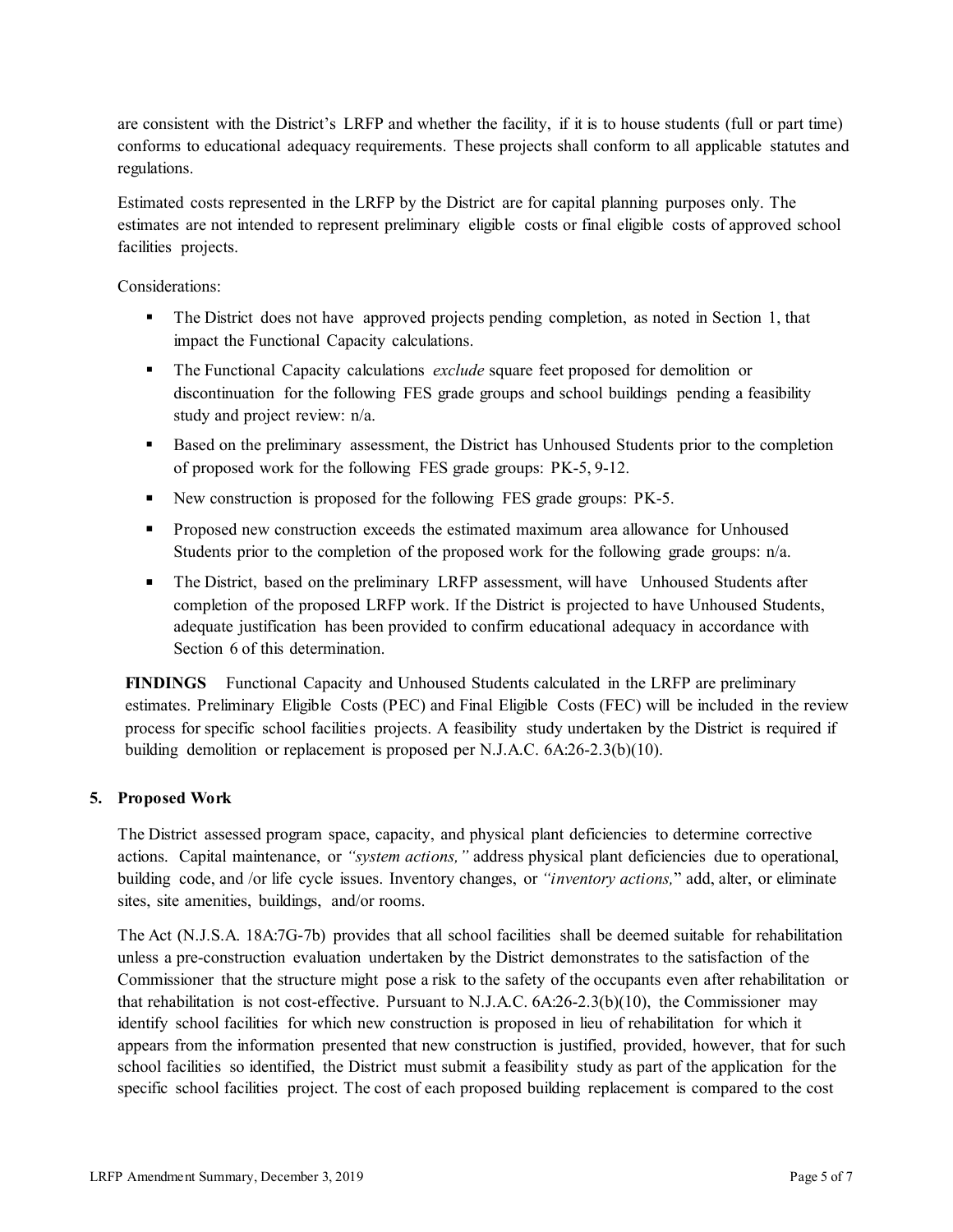are consistent with the District's LRFP and whether the facility, if it is to house students (full or part time) conforms to educational adequacy requirements. These projects shall conform to all applicable statutes and regulations.

Estimated costs represented in the LRFP by the District are for capital planning purposes only. The estimates are not intended to represent preliminary eligible costs or final eligible costs of approved school facilities projects.

Considerations:

- The District does not have approved projects pending completion, as noted in Section 1, that impact the Functional Capacity calculations.
- The Functional Capacity calculations *exclude* square feet proposed for demolition or discontinuation for the following FES grade groups and school buildings pending a feasibility study and project review: n/a.
- Based on the preliminary assessment, the District has Unhoused Students prior to the completion of proposed work for the following FES grade groups: PK-5, 9-12.
- New construction is proposed for the following FES grade groups: PK-5.
- Proposed new construction exceeds the estimated maximum area allowance for Unhoused Students prior to the completion of the proposed work for the following grade groups: n/a.
- The District, based on the preliminary LRFP assessment, will have Unhoused Students after completion of the proposed LRFP work. If the District is projected to have Unhoused Students, adequate justification has been provided to confirm educational adequacy in accordance with Section 6 of this determination.

**FINDINGS** Functional Capacity and Unhoused Students calculated in the LRFP are preliminary estimates. Preliminary Eligible Costs (PEC) and Final Eligible Costs (FEC) will be included in the review process for specific school facilities projects. A feasibility study undertaken by the District is required if building demolition or replacement is proposed per N.J.A.C. 6A:26-2.3(b)(10).

## 5. Proposed Work

The District assessed program space, capacity, and physical plant deficiencies to determine corrective actions. Capital maintenance, or *"system actions,"* address physical plant deficiencies due to operational, building code, and /or life cycle issues. Inventory changes, or *"inventory actions,"* add, alter, or eliminate sites, site amenities, buildings, and/or rooms.

The Act (N.J.S.A. 18A:7G-7b) provides that all school facilities shall be deemed suitable for rehabilitation unless a pre-construction evaluation undertaken by the District demonstrates to the satisfaction of the Commissioner that the structure might pose a risk to the safety of the occupants even after rehabilitation or that rehabilitation is not cost-effective. Pursuant to N.J.A.C. 6A:26-2.3(b)(10), the Commissioner may identify school facilities for which new construction is proposed in lieu of rehabilitation for which it appears from the information presented that new construction is justified, provided, however, that for such school facilities so identified, the District must submit a feasibility study as part of the application for the specific school facilities project. The cost of each proposed building replacement is compared to the cost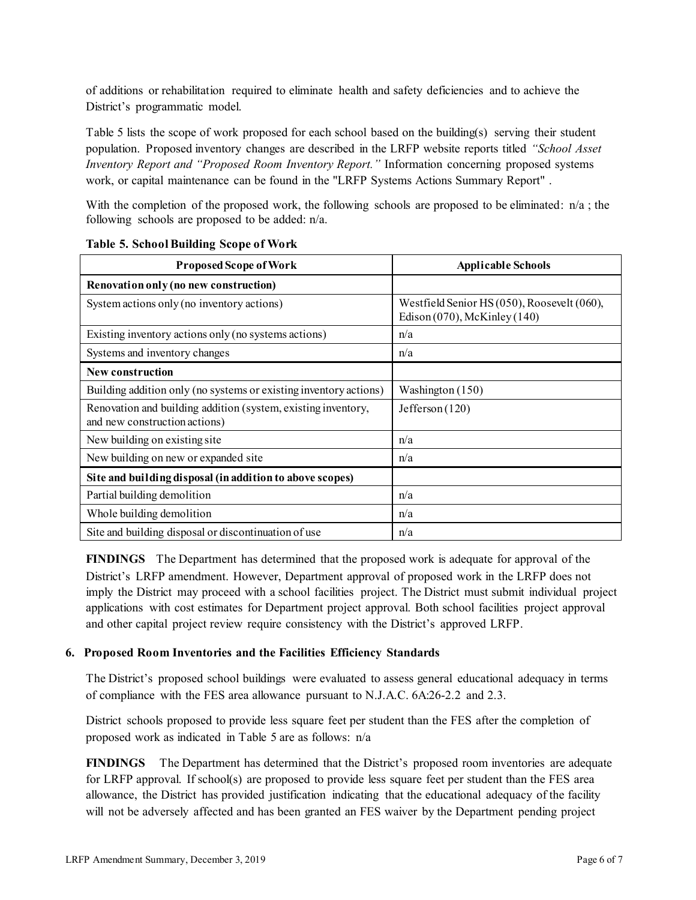of additions or rehabilitation required to eliminate health and safety deficiencies and to achieve the District's programmatic model.

Table 5 lists the scope of work proposed for each school based on the building(s) serving their student population. Proposed inventory changes are described in the LRFP website reports titled *"School Asset Inventory Report and "Proposed Room Inventory Report."* Information concerning proposed systems work, or capital maintenance can be found in the "LRFP Systems Actions Summary Report" .

With the completion of the proposed work, the following schools are proposed to be eliminated: n/a ; the following schools are proposed to be added: n/a.

**Table 5. School Building Scope of Work**

| Proposed Scope of Work | Applicable Schools |
|---|---|
| **Renovation only (no new construction)** | |
| System actions only (no inventory actions) | Westfield Senior HS (050), Roosevelt (060), Edison (070), McKinley (140) |
| Existing inventory actions only (no systems actions) | n/a |
| Systems and inventory changes | n/a |
| **New construction** | |
| Building addition only (no systems or existing inventory actions) | Washington (150) |
| Renovation and building addition (system, existing inventory, and new construction actions) | Jefferson (120) |
| New building on existing site | n/a |
| New building on new or expanded site | n/a |
| **Site and building disposal (in addition to above scopes)** | |
| Partial building demolition | n/a |
| Whole building demolition | n/a |
| Site and building disposal or discontinuation of use | n/a |

**FINDINGS** The Department has determined that the proposed work is adequate for approval of the District's LRFP amendment. However, Department approval of proposed work in the LRFP does not imply the District may proceed with a school facilities project. The District must submit individual project applications with cost estimates for Department project approval. Both school facilities project approval and other capital project review require consistency with the District's approved LRFP.

### 6. Proposed Room Inventories and the Facilities Efficiency Standards

The District's proposed school buildings were evaluated to assess general educational adequacy in terms of compliance with the FES area allowance pursuant to N.J.A.C. 6A:26-2.2 and 2.3.

District schools proposed to provide less square feet per student than the FES after the completion of proposed work as indicated in Table 5 are as follows: n/a

**FINDINGS** The Department has determined that the District's proposed room inventories are adequate for LRFP approval. If school(s) are proposed to provide less square feet per student than the FES area allowance, the District has provided justification indicating that the educational adequacy of the facility will not be adversely affected and has been granted an FES waiver by the Department pending project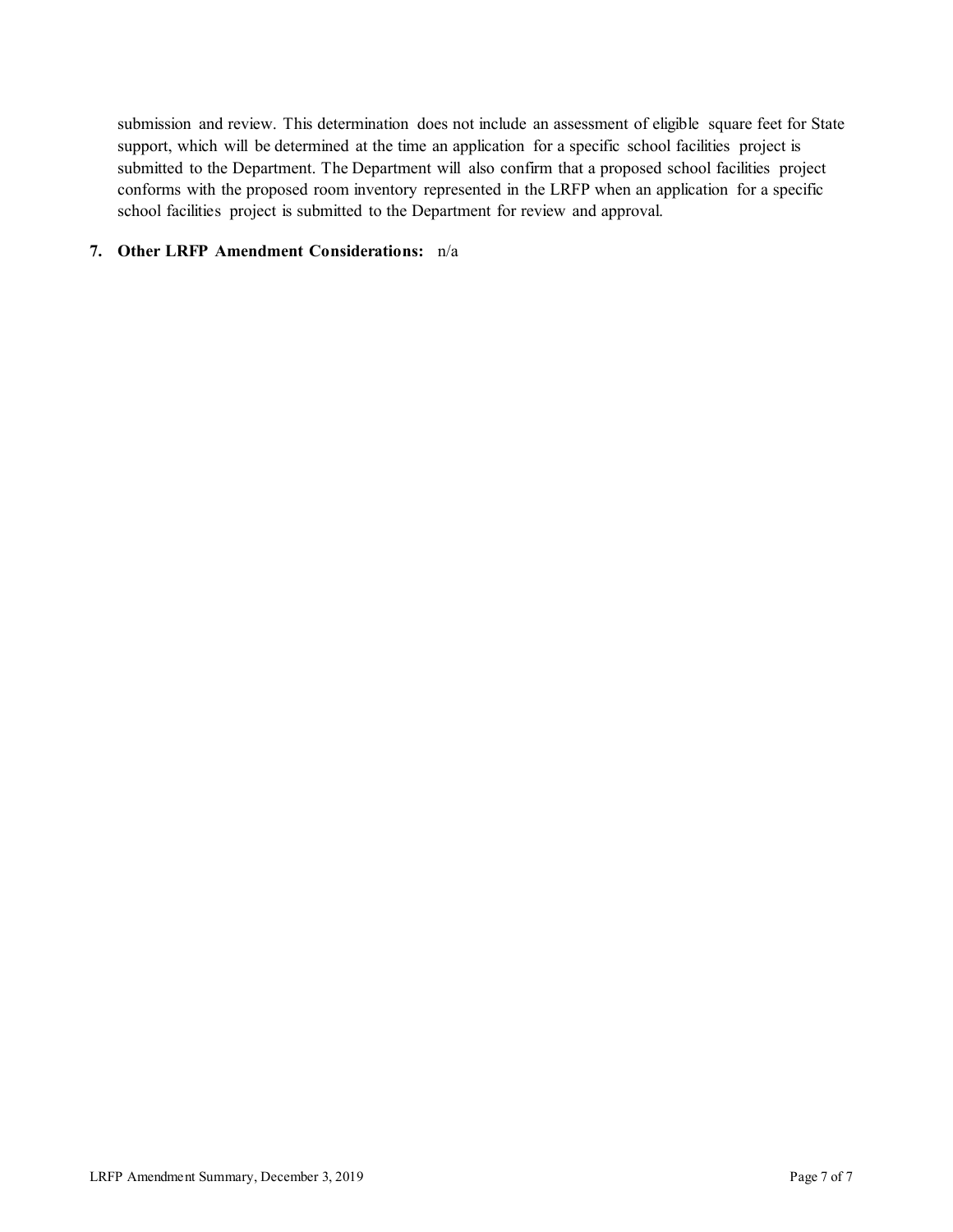submission and review. This determination does not include an assessment of eligible square feet for State support, which will be determined at the time an application for a specific school facilities project is submitted to the Department. The Department will also confirm that a proposed school facilities project conforms with the proposed room inventory represented in the LRFP when an application for a specific school facilities project is submitted to the Department for review and approval.

7. **Other LRFP Amendment Considerations:** n/a